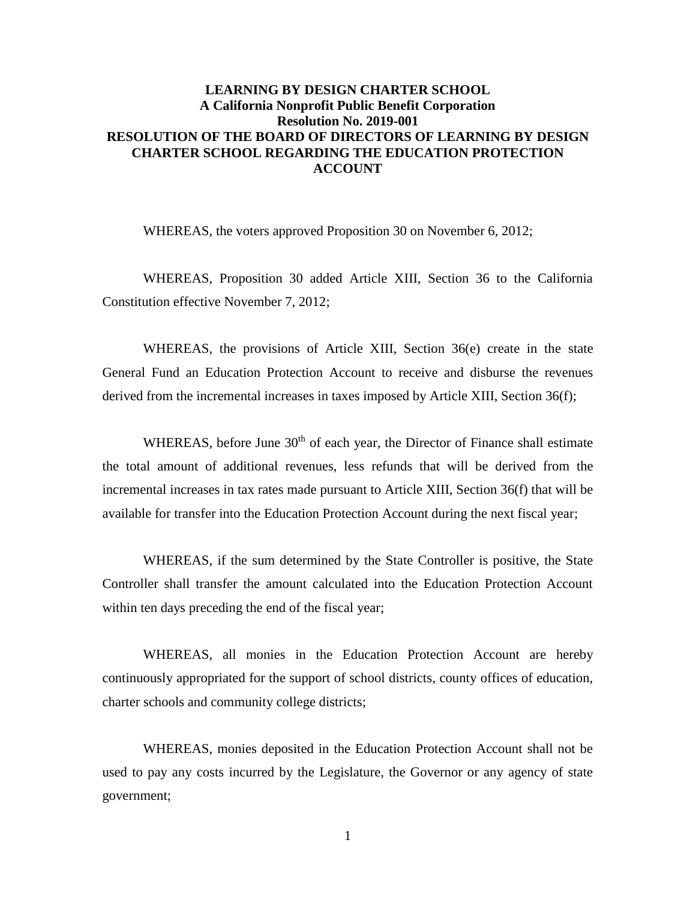# LEARNING BY DESIGN CHARTER SCHOOL
## A California Nonprofit Public Benefit Corporation
## Resolution No. 2019-001
## RESOLUTION OF THE BOARD OF DIRECTORS OF LEARNING BY DESIGN CHARTER SCHOOL REGARDING THE EDUCATION PROTECTION ACCOUNT

WHEREAS, the voters approved Proposition 30 on November 6, 2012;

WHEREAS, Proposition 30 added Article XIII, Section 36 to the California Constitution effective November 7, 2012;

WHEREAS, the provisions of Article XIII, Section 36(e) create in the state General Fund an Education Protection Account to receive and disburse the revenues derived from the incremental increases in taxes imposed by Article XIII, Section 36(f);

WHEREAS, before June 30th of each year, the Director of Finance shall estimate the total amount of additional revenues, less refunds that will be derived from the incremental increases in tax rates made pursuant to Article XIII, Section 36(f) that will be available for transfer into the Education Protection Account during the next fiscal year;

WHEREAS, if the sum determined by the State Controller is positive, the State Controller shall transfer the amount calculated into the Education Protection Account within ten days preceding the end of the fiscal year;

WHEREAS, all monies in the Education Protection Account are hereby continuously appropriated for the support of school districts, county offices of education, charter schools and community college districts;

WHEREAS, monies deposited in the Education Protection Account shall not be used to pay any costs incurred by the Legislature, the Governor or any agency of state government;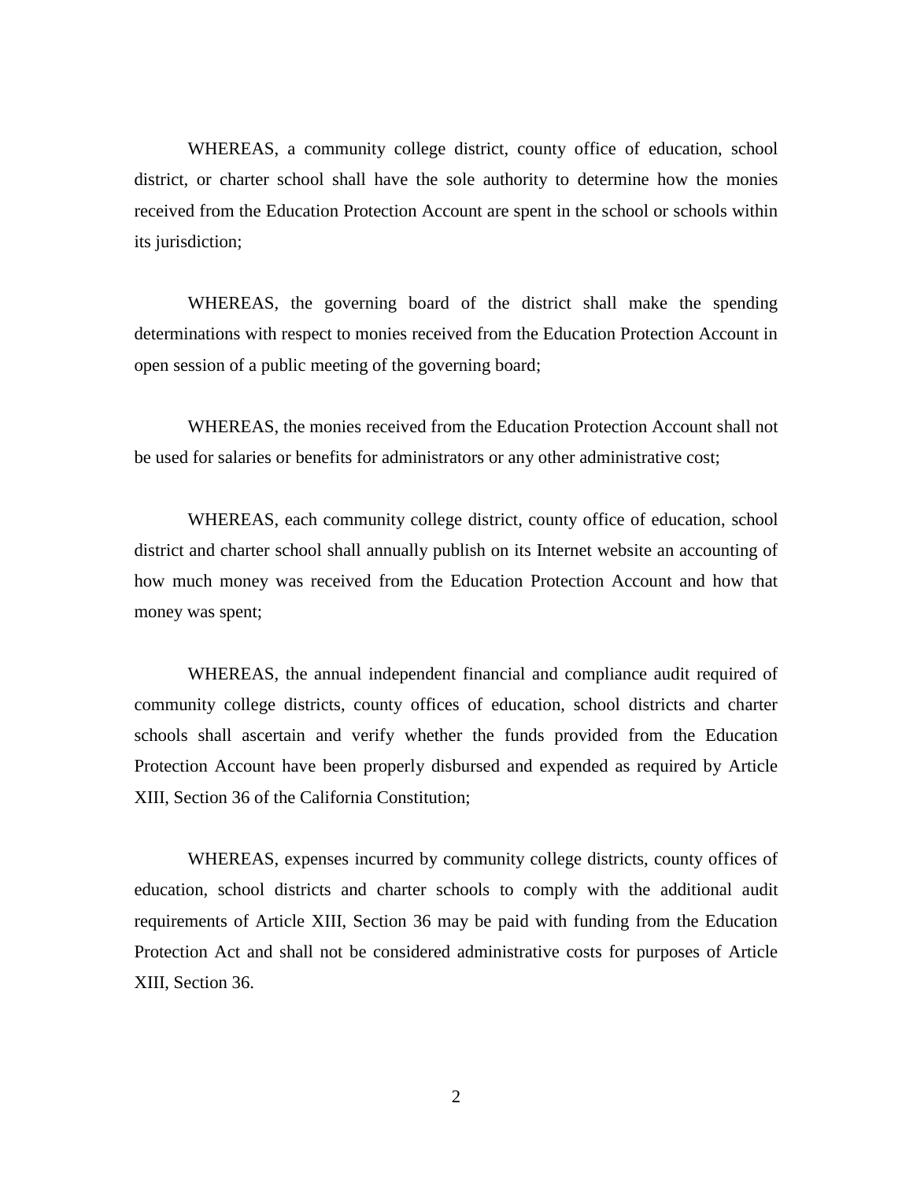WHEREAS, a community college district, county office of education, school district, or charter school shall have the sole authority to determine how the monies received from the Education Protection Account are spent in the school or schools within its jurisdiction;

WHEREAS, the governing board of the district shall make the spending determinations with respect to monies received from the Education Protection Account in open session of a public meeting of the governing board;

WHEREAS, the monies received from the Education Protection Account shall not be used for salaries or benefits for administrators or any other administrative cost;

WHEREAS, each community college district, county office of education, school district and charter school shall annually publish on its Internet website an accounting of how much money was received from the Education Protection Account and how that money was spent;

WHEREAS, the annual independent financial and compliance audit required of community college districts, county offices of education, school districts and charter schools shall ascertain and verify whether the funds provided from the Education Protection Account have been properly disbursed and expended as required by Article XIII, Section 36 of the California Constitution;

WHEREAS, expenses incurred by community college districts, county offices of education, school districts and charter schools to comply with the additional audit requirements of Article XIII, Section 36 may be paid with funding from the Education Protection Act and shall not be considered administrative costs for purposes of Article XIII, Section 36.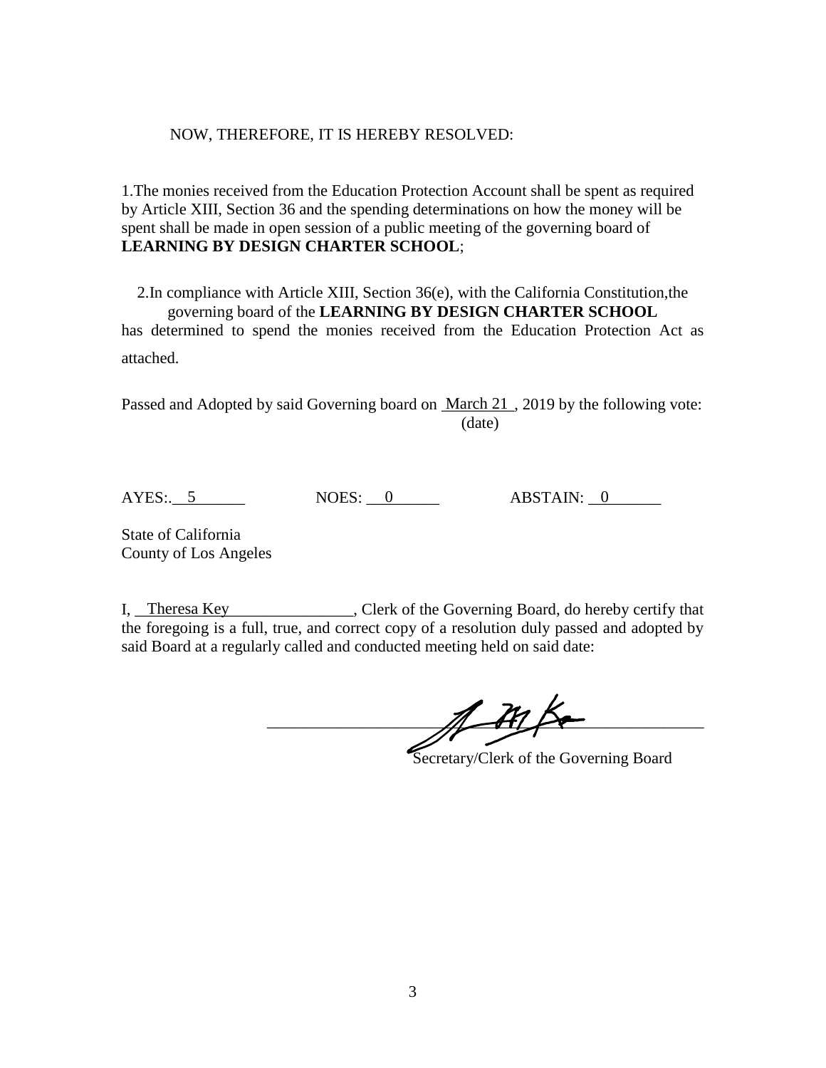NOW, THEREFORE, IT IS HEREBY RESOLVED:

1.The monies received from the Education Protection Account shall be spent as required by Article XIII, Section 36 and the spending determinations on how the money will be spent shall be made in open session of a public meeting of the governing board of **LEARNING BY DESIGN CHARTER SCHOOL**;

2.In compliance with Article XIII, Section 36(e), with the California Constitution,the governing board of the **LEARNING BY DESIGN CHARTER SCHOOL** has determined to spend the monies received from the Education Protection Act as attached.

Passed and Adopted by said Governing board on March 21 , 2019 by the following vote:
(date)

AYES: 5 NOES: 0 ABSTAIN: 0

State of California
County of Los Angeles

I, Theresa Key, Clerk of the Governing Board, do hereby certify that the foregoing is a full, true, and correct copy of a resolution duly passed and adopted by said Board at a regularly called and conducted meeting held on said date:

Secretary/Clerk of the Governing Board